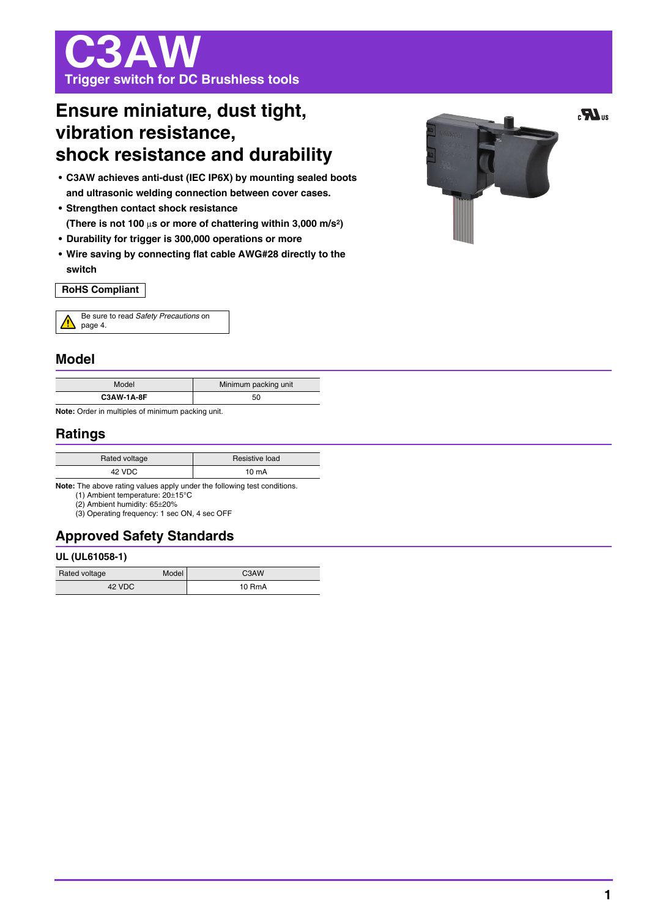# C3AW

**Trigger switch for DC Brushless tools**

## Ensure miniature, dust tight, vibration resistance, shock resistance and durability

- **C3AW achieves anti-dust (IEC IP6X) by mounting sealed boots and ultrasonic welding connection between cover cases.**
- **Strengthen contact shock resistance (There is not 100 µs or more of chattering within 3,000 m/s²)**
- **Durability for trigger is 300,000 operations or more**
- **Wire saving by connecting flat cable AWG#28 directly to the switch**

**RoHS Compliant**

Be sure to read *Safety Precautions* on page 4.

## Model

| Model | Minimum packing unit |
|---|---|
| **C3AW-1A-8F** | 50 |

**Note:** Order in multiples of minimum packing unit.

## Ratings

| Rated voltage | Resistive load |
|---|---|
| 42 VDC | 10 mA |

**Note:** The above rating values apply under the following test conditions.
(1) Ambient temperature: 20±15°C
(2) Ambient humidity: 65±20%
(3) Operating frequency: 1 sec ON, 4 sec OFF

## Approved Safety Standards

### UL (UL61058-1)

| Rated voltage / Model | C3AW |
|---|---|
| 42 VDC | 10 RmA |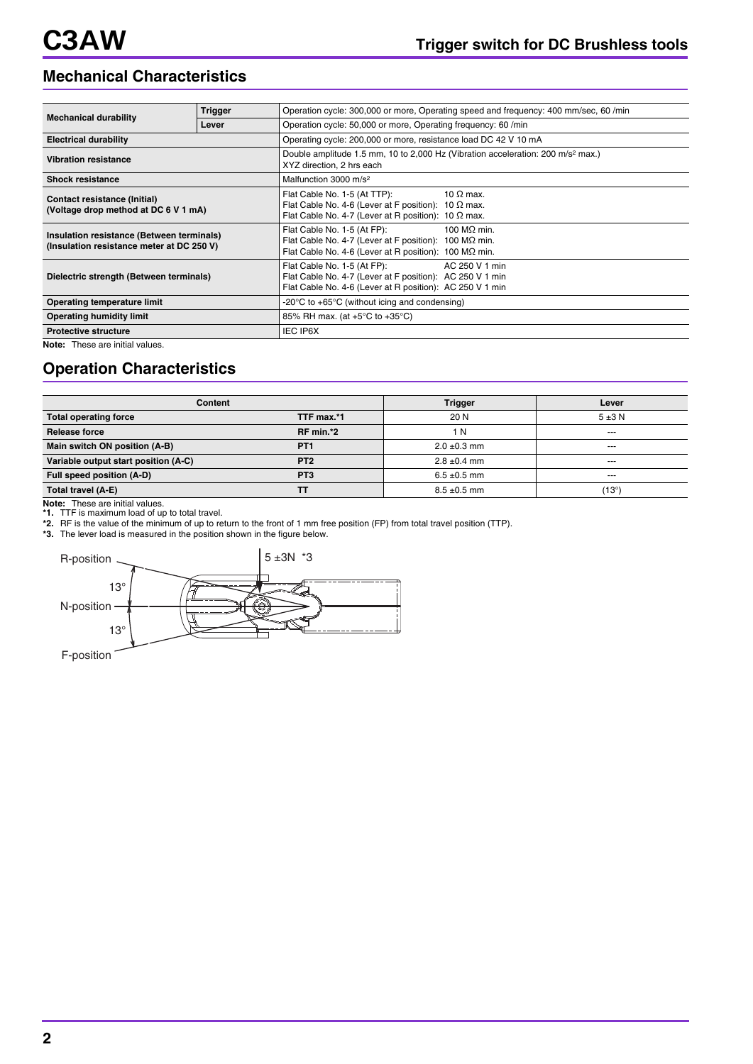## Mechanical Characteristics

| | | |
|---|---|---|
| **Mechanical durability** | **Trigger** | Operation cycle: 300,000 or more, Operating speed and frequency: 400 mm/sec, 60 /min |
| | **Lever** | Operation cycle: 50,000 or more, Operating frequency: 60 /min |
| **Electrical durability** | | Operating cycle: 200,000 or more, resistance load DC 42 V 10 mA |
| **Vibration resistance** | | Double amplitude 1.5 mm, 10 to 2,000 Hz (Vibration acceleration: 200 m/s² max.) XYZ direction, 2 hrs each |
| **Shock resistance** | | Malfunction 3000 m/s² |
| **Contact resistance (Initial) (Voltage drop method at DC 6 V 1 mA)** | | Flat Cable No. 1-5 (At TTP): 10 Ω max.<br>Flat Cable No. 4-6 (Lever at F position): 10 Ω max.<br>Flat Cable No. 4-7 (Lever at R position): 10 Ω max. |
| **Insulation resistance (Between terminals) (Insulation resistance meter at DC 250 V)** | | Flat Cable No. 1-5 (At FP): 100 MΩ min.<br>Flat Cable No. 4-7 (Lever at F position): 100 MΩ min.<br>Flat Cable No. 4-6 (Lever at R position): 100 MΩ min. |
| **Dielectric strength (Between terminals)** | | Flat Cable No. 1-5 (At FP): AC 250 V 1 min<br>Flat Cable No. 4-7 (Lever at F position): AC 250 V 1 min<br>Flat Cable No. 4-6 (Lever at R position): AC 250 V 1 min |
| **Operating temperature limit** | | -20°C to +65°C (without icing and condensing) |
| **Operating humidity limit** | | 85% RH max. (at +5°C to +35°C) |
| **Protective structure** | | IEC IP6X |

**Note:** These are initial values.

## Operation Characteristics

| Content | | Trigger | Lever |
|---|---|---|---|
| **Total operating force** | **TTF max.*1** | 20 N | 5 ±3 N |
| **Release force** | **RF min.*2** | 1 N | --- |
| **Main switch ON position (A-B)** | **PT1** | 2.0 ±0.3 mm | --- |
| **Variable output start position (A-C)** | **PT2** | 2.8 ±0.4 mm | --- |
| **Full speed position (A-D)** | **PT3** | 6.5 ±0.5 mm | --- |
| **Total travel (A-E)** | **TT** | 8.5 ±0.5 mm | (13°) |

**Note:** These are initial values.
***1.** TTF is maximum load of up to total travel.
***2.** RF is the value of the minimum of up to return to the front of 1 mm free position (FP) from total travel position (TTP).
***3.** The lever load is measured in the position shown in the figure below.

R-position
13°
N-position
13°
F-position
5 ±3N *3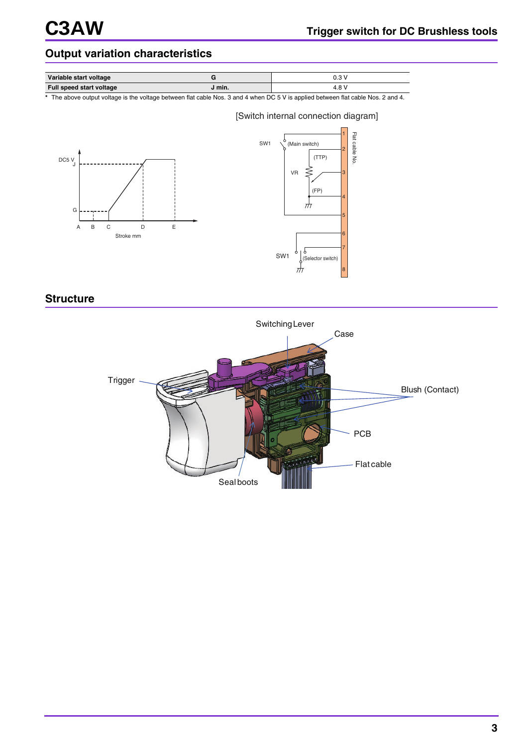## Output variation characteristics

| Variable start voltage | G | 0.3 V |
|---|---|---|
| Full speed start voltage | J min. | 4.8 V |

* The above output voltage is the voltage between flat cable Nos. 3 and 4 when DC 5 V is applied between flat cable Nos. 2 and 4.

[Switch internal connection diagram]

## Structure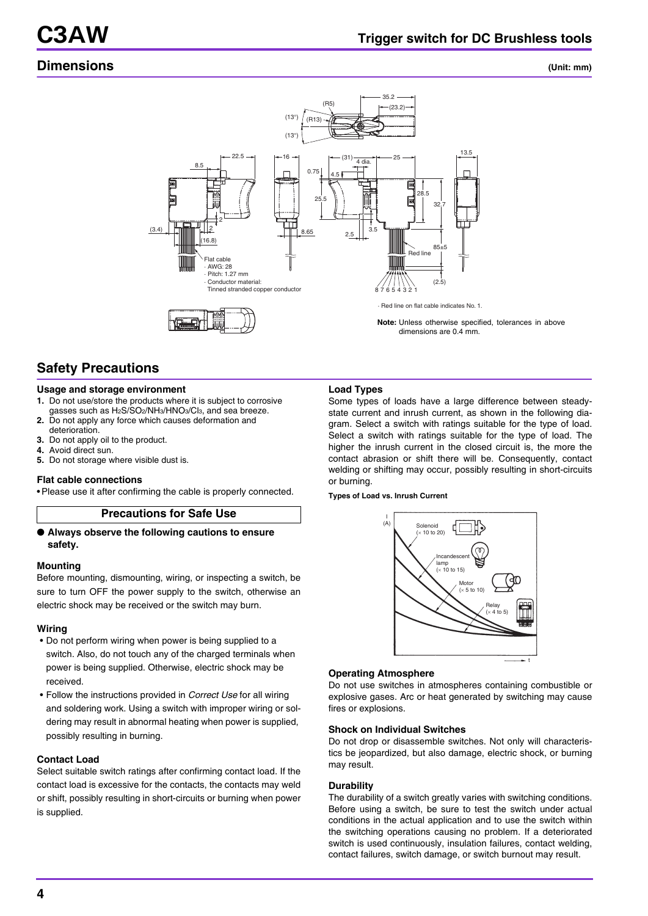## Dimensions

(Unit: mm)

Flat cable
· AWG: 28
· Pitch: 1.27 mm
· Conductor material: Tinned stranded copper conductor

· Red line on flat cable indicates No. 1.

**Note:** Unless otherwise specified, tolerances in above dimensions are 0.4 mm.

## Safety Precautions

### Usage and storage environment

1. Do not use/store the products where it is subject to corrosive gasses such as $H_2S$/$SO_2$/$NH_3$/$HNO_3$/$Cl_3$, and sea breeze.
2. Do not apply any force which causes deformation and deterioration.
3. Do not apply oil to the product.
4. Avoid direct sun.
5. Do not storage where visible dust is.

### Flat cable connections

- Please use it after confirming the cable is properly connected.

### Precautions for Safe Use

● **Always observe the following cautions to ensure safety.**

#### Mounting

Before mounting, dismounting, wiring, or inspecting a switch, be sure to turn OFF the power supply to the switch, otherwise an electric shock may be received or the switch may burn.

#### Wiring

- Do not perform wiring when power is being supplied to a switch. Also, do not touch any of the charged terminals when power is being supplied. Otherwise, electric shock may be received.
- Follow the instructions provided in *Correct Use* for all wiring and soldering work. Using a switch with improper wiring or soldering may result in abnormal heating when power is supplied, possibly resulting in burning.

#### Contact Load

Select suitable switch ratings after confirming contact load. If the contact load is excessive for the contacts, the contacts may weld or shift, possibly resulting in short-circuits or burning when power is supplied.

#### Load Types

Some types of loads have a large difference between steady-state current and inrush current, as shown in the following diagram. Select a switch with ratings suitable for the type of load. Select a switch with ratings suitable for the type of load. The higher the inrush current in the closed circuit is, the more the contact abrasion or shift there will be. Consequently, contact welding or shifting may occur, possibly resulting in short-circuits or burning.

**Types of Load vs. Inrush Current**

#### Operating Atmosphere

Do not use switches in atmospheres containing combustible or explosive gases. Arc or heat generated by switching may cause fires or explosions.

#### Shock on Individual Switches

Do not drop or disassemble switches. Not only will characteristics be jeopardized, but also damage, electric shock, or burning may result.

#### Durability

The durability of a switch greatly varies with switching conditions. Before using a switch, be sure to test the switch under actual conditions in the actual application and to use the switch within the switching operations causing no problem. If a deteriorated switch is used continuously, insulation failures, contact welding, contact failures, switch damage, or switch burnout may result.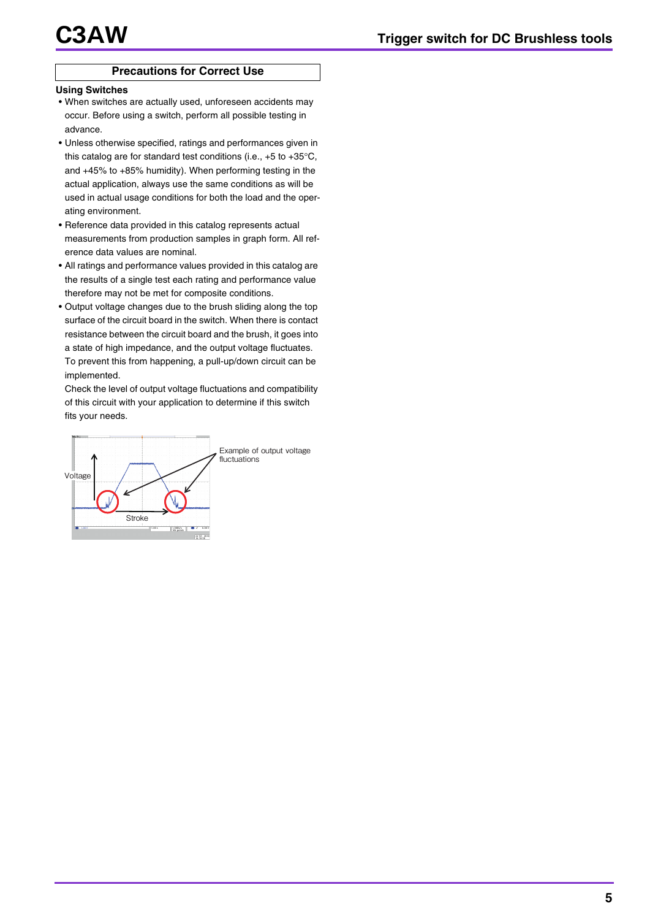## Precautions for Correct Use

### Using Switches

- When switches are actually used, unforeseen accidents may occur. Before using a switch, perform all possible testing in advance.
- Unless otherwise specified, ratings and performances given in this catalog are for standard test conditions (i.e., +5 to +35°C, and +45% to +85% humidity). When performing testing in the actual application, always use the same conditions as will be used in actual usage conditions for both the load and the operating environment.
- Reference data provided in this catalog represents actual measurements from production samples in graph form. All reference data values are nominal.
- All ratings and performance values provided in this catalog are the results of a single test each rating and performance value therefore may not be met for composite conditions.
- Output voltage changes due to the brush sliding along the top surface of the circuit board in the switch. When there is contact resistance between the circuit board and the brush, it goes into a state of high impedance, and the output voltage fluctuates. To prevent this from happening, a pull-up/down circuit can be implemented.

  Check the level of output voltage fluctuations and compatibility of this circuit with your application to determine if this switch fits your needs.

Voltage

Stroke

Example of output voltage fluctuations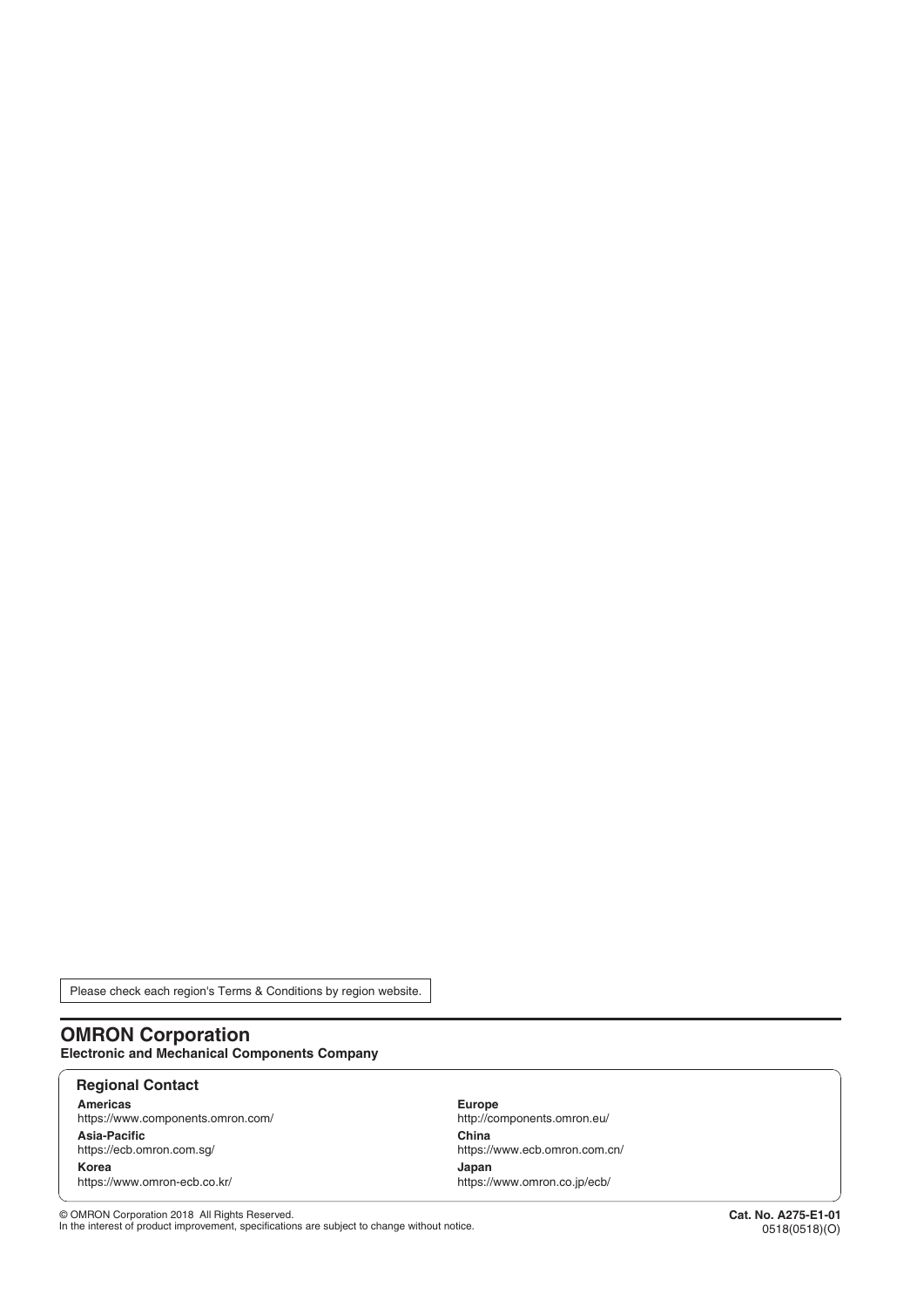Please check each region's Terms & Conditions by region website.

## OMRON Corporation

**Electronic and Mechanical Components Company**

### Regional Contact

**Americas**
https://www.components.omron.com/

**Asia-Pacific**
https://ecb.omron.com.sg/

**Korea**
https://www.omron-ecb.co.kr/

**Europe**
http://components.omron.eu/

**China**
https://www.ecb.omron.com.cn/

**Japan**
https://www.omron.co.jp/ecb/

© OMRON Corporation 2018 All Rights Reserved.
In the interest of product improvement, specifications are subject to change without notice.

**Cat. No. A275-E1-01**
0518(0518)(O)